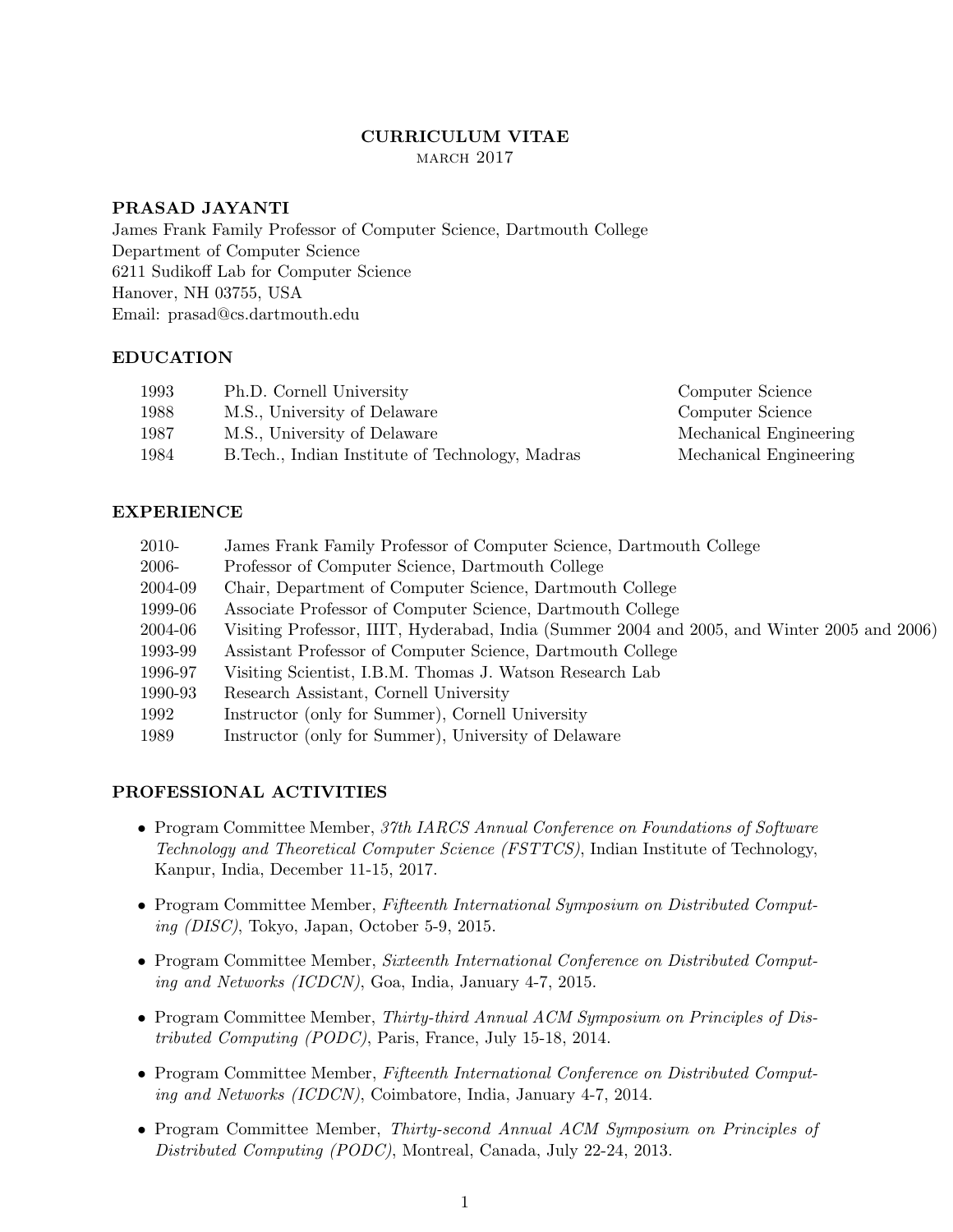# CURRICULUM VITAE

march 2017

## PRASAD JAYANTI

James Frank Family Professor of Computer Science, Dartmouth College
Department of Computer Science
6211 Sudikoff Lab for Computer Science
Hanover, NH 03755, USA
Email: prasad@cs.dartmouth.edu

## EDUCATION

| | | |
|---|---|---|
| 1993 | Ph.D. Cornell University | Computer Science |
| 1988 | M.S., University of Delaware | Computer Science |
| 1987 | M.S., University of Delaware | Mechanical Engineering |
| 1984 | B.Tech., Indian Institute of Technology, Madras | Mechanical Engineering |

## EXPERIENCE

| | |
|---|---|
| 2010- | James Frank Family Professor of Computer Science, Dartmouth College |
| 2006- | Professor of Computer Science, Dartmouth College |
| 2004-09 | Chair, Department of Computer Science, Dartmouth College |
| 1999-06 | Associate Professor of Computer Science, Dartmouth College |
| 2004-06 | Visiting Professor, IIIT, Hyderabad, India (Summer 2004 and 2005, and Winter 2005 and 2006) |
| 1993-99 | Assistant Professor of Computer Science, Dartmouth College |
| 1996-97 | Visiting Scientist, I.B.M. Thomas J. Watson Research Lab |
| 1990-93 | Research Assistant, Cornell University |
| 1992 | Instructor (only for Summer), Cornell University |
| 1989 | Instructor (only for Summer), University of Delaware |

## PROFESSIONAL ACTIVITIES

- Program Committee Member, *37th IARCS Annual Conference on Foundations of Software Technology and Theoretical Computer Science (FSTTCS)*, Indian Institute of Technology, Kanpur, India, December 11-15, 2017.

- Program Committee Member, *Fifteenth International Symposium on Distributed Computing (DISC)*, Tokyo, Japan, October 5-9, 2015.

- Program Committee Member, *Sixteenth International Conference on Distributed Computing and Networks (ICDCN)*, Goa, India, January 4-7, 2015.

- Program Committee Member, *Thirty-third Annual ACM Symposium on Principles of Distributed Computing (PODC)*, Paris, France, July 15-18, 2014.

- Program Committee Member, *Fifteenth International Conference on Distributed Computing and Networks (ICDCN)*, Coimbatore, India, January 4-7, 2014.

- Program Committee Member, *Thirty-second Annual ACM Symposium on Principles of Distributed Computing (PODC)*, Montreal, Canada, July 22-24, 2013.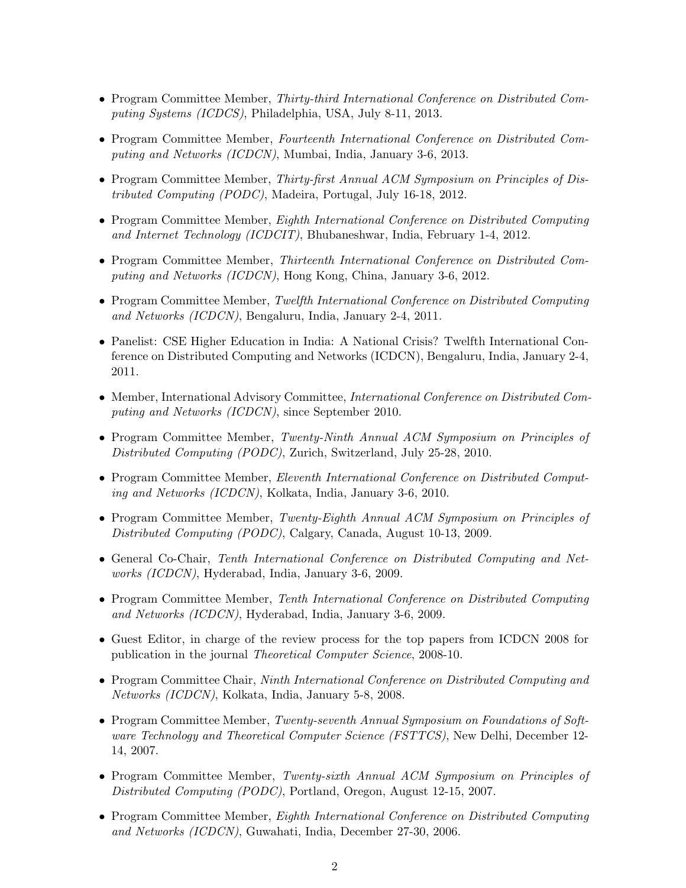- Program Committee Member, *Thirty-third International Conference on Distributed Computing Systems (ICDCS)*, Philadelphia, USA, July 8-11, 2013.

- Program Committee Member, *Fourteenth International Conference on Distributed Computing and Networks (ICDCN)*, Mumbai, India, January 3-6, 2013.

- Program Committee Member, *Thirty-first Annual ACM Symposium on Principles of Distributed Computing (PODC)*, Madeira, Portugal, July 16-18, 2012.

- Program Committee Member, *Eighth International Conference on Distributed Computing and Internet Technology (ICDCIT)*, Bhubaneshwar, India, February 1-4, 2012.

- Program Committee Member, *Thirteenth International Conference on Distributed Computing and Networks (ICDCN)*, Hong Kong, China, January 3-6, 2012.

- Program Committee Member, *Twelfth International Conference on Distributed Computing and Networks (ICDCN)*, Bengaluru, India, January 2-4, 2011.

- Panelist: CSE Higher Education in India: A National Crisis? Twelfth International Conference on Distributed Computing and Networks (ICDCN), Bengaluru, India, January 2-4, 2011.

- Member, International Advisory Committee, *International Conference on Distributed Computing and Networks (ICDCN)*, since September 2010.

- Program Committee Member, *Twenty-Ninth Annual ACM Symposium on Principles of Distributed Computing (PODC)*, Zurich, Switzerland, July 25-28, 2010.

- Program Committee Member, *Eleventh International Conference on Distributed Computing and Networks (ICDCN)*, Kolkata, India, January 3-6, 2010.

- Program Committee Member, *Twenty-Eighth Annual ACM Symposium on Principles of Distributed Computing (PODC)*, Calgary, Canada, August 10-13, 2009.

- General Co-Chair, *Tenth International Conference on Distributed Computing and Networks (ICDCN)*, Hyderabad, India, January 3-6, 2009.

- Program Committee Member, *Tenth International Conference on Distributed Computing and Networks (ICDCN)*, Hyderabad, India, January 3-6, 2009.

- Guest Editor, in charge of the review process for the top papers from ICDCN 2008 for publication in the journal *Theoretical Computer Science*, 2008-10.

- Program Committee Chair, *Ninth International Conference on Distributed Computing and Networks (ICDCN)*, Kolkata, India, January 5-8, 2008.

- Program Committee Member, *Twenty-seventh Annual Symposium on Foundations of Software Technology and Theoretical Computer Science (FSTTCS)*, New Delhi, December 12-14, 2007.

- Program Committee Member, *Twenty-sixth Annual ACM Symposium on Principles of Distributed Computing (PODC)*, Portland, Oregon, August 12-15, 2007.

- Program Committee Member, *Eighth International Conference on Distributed Computing and Networks (ICDCN)*, Guwahati, India, December 27-30, 2006.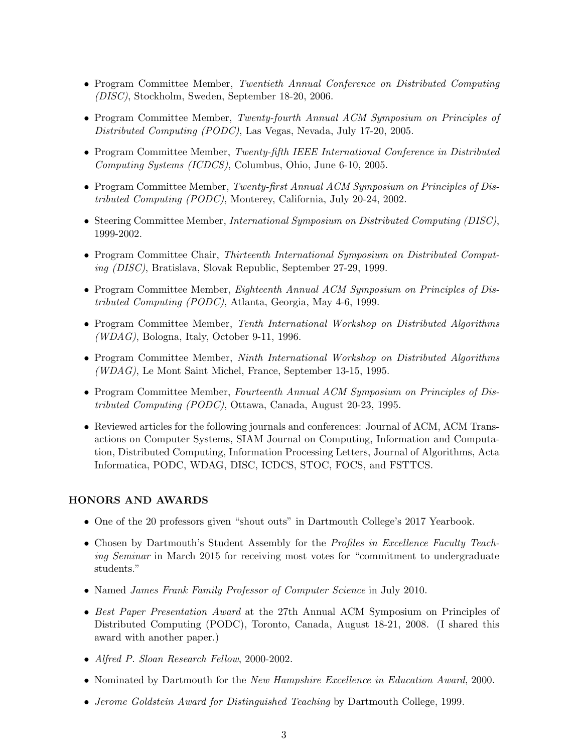- Program Committee Member, *Twentieth Annual Conference on Distributed Computing (DISC)*, Stockholm, Sweden, September 18-20, 2006.
- Program Committee Member, *Twenty-fourth Annual ACM Symposium on Principles of Distributed Computing (PODC)*, Las Vegas, Nevada, July 17-20, 2005.
- Program Committee Member, *Twenty-fifth IEEE International Conference in Distributed Computing Systems (ICDCS)*, Columbus, Ohio, June 6-10, 2005.
- Program Committee Member, *Twenty-first Annual ACM Symposium on Principles of Distributed Computing (PODC)*, Monterey, California, July 20-24, 2002.
- Steering Committee Member, *International Symposium on Distributed Computing (DISC)*, 1999-2002.
- Program Committee Chair, *Thirteenth International Symposium on Distributed Computing (DISC)*, Bratislava, Slovak Republic, September 27-29, 1999.
- Program Committee Member, *Eighteenth Annual ACM Symposium on Principles of Distributed Computing (PODC)*, Atlanta, Georgia, May 4-6, 1999.
- Program Committee Member, *Tenth International Workshop on Distributed Algorithms (WDAG)*, Bologna, Italy, October 9-11, 1996.
- Program Committee Member, *Ninth International Workshop on Distributed Algorithms (WDAG)*, Le Mont Saint Michel, France, September 13-15, 1995.
- Program Committee Member, *Fourteenth Annual ACM Symposium on Principles of Distributed Computing (PODC)*, Ottawa, Canada, August 20-23, 1995.
- Reviewed articles for the following journals and conferences: Journal of ACM, ACM Transactions on Computer Systems, SIAM Journal on Computing, Information and Computation, Distributed Computing, Information Processing Letters, Journal of Algorithms, Acta Informatica, PODC, WDAG, DISC, ICDCS, STOC, FOCS, and FSTTCS.

## HONORS AND AWARDS

- One of the 20 professors given "shout outs" in Dartmouth College's 2017 Yearbook.
- Chosen by Dartmouth's Student Assembly for the *Profiles in Excellence Faculty Teaching Seminar* in March 2015 for receiving most votes for "commitment to undergraduate students."
- Named *James Frank Family Professor of Computer Science* in July 2010.
- *Best Paper Presentation Award* at the 27th Annual ACM Symposium on Principles of Distributed Computing (PODC), Toronto, Canada, August 18-21, 2008. (I shared this award with another paper.)
- *Alfred P. Sloan Research Fellow*, 2000-2002.
- Nominated by Dartmouth for the *New Hampshire Excellence in Education Award*, 2000.
- *Jerome Goldstein Award for Distinguished Teaching* by Dartmouth College, 1999.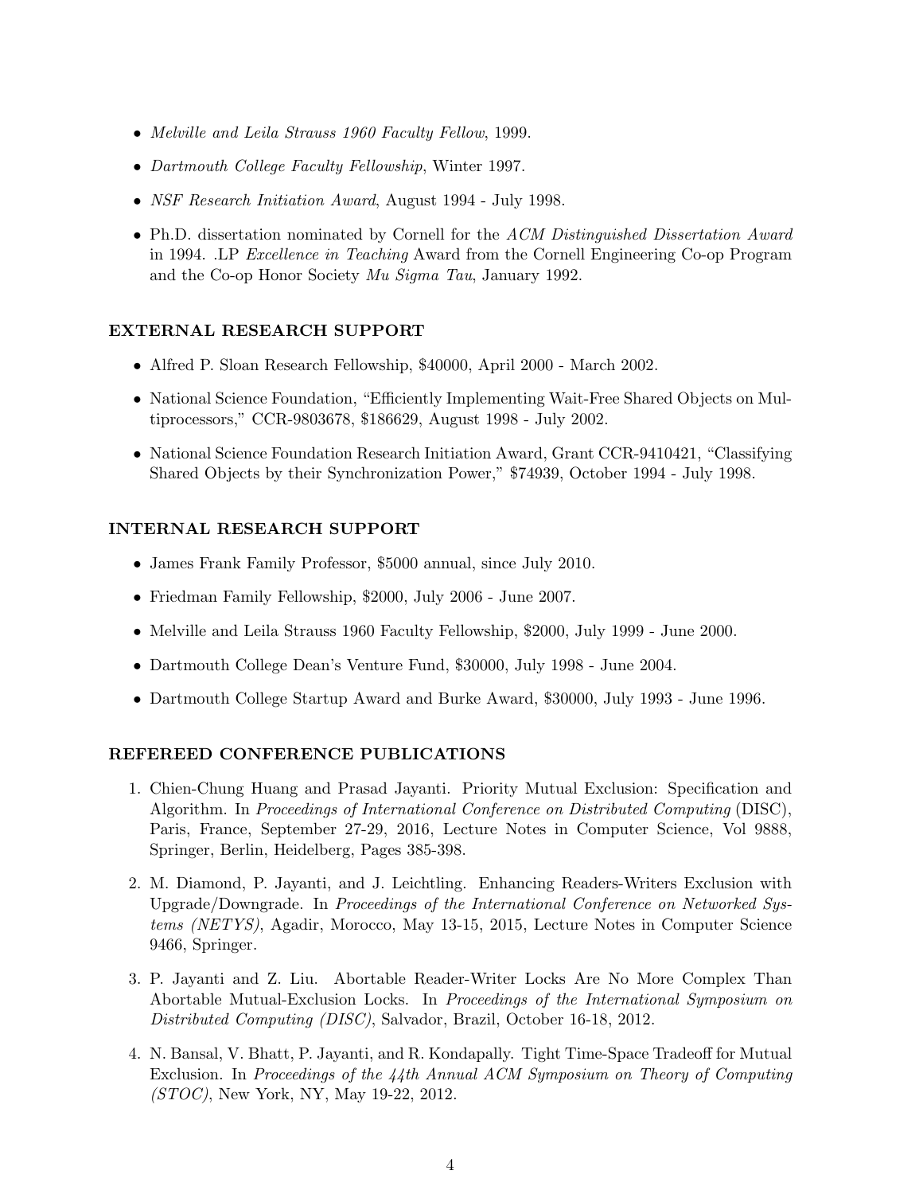- *Melville and Leila Strauss 1960 Faculty Fellow*, 1999.
- *Dartmouth College Faculty Fellowship*, Winter 1997.
- *NSF Research Initiation Award*, August 1994 - July 1998.
- Ph.D. dissertation nominated by Cornell for the *ACM Distinguished Dissertation Award* in 1994. .LP *Excellence in Teaching* Award from the Cornell Engineering Co-op Program and the Co-op Honor Society *Mu Sigma Tau*, January 1992.

### EXTERNAL RESEARCH SUPPORT

- Alfred P. Sloan Research Fellowship, $40000, April 2000 - March 2002.
- National Science Foundation, "Efficiently Implementing Wait-Free Shared Objects on Multiprocessors," CCR-9803678, $186629, August 1998 - July 2002.
- National Science Foundation Research Initiation Award, Grant CCR-9410421, "Classifying Shared Objects by their Synchronization Power," $74939, October 1994 - July 1998.

### INTERNAL RESEARCH SUPPORT

- James Frank Family Professor, $5000 annual, since July 2010.
- Friedman Family Fellowship, $2000, July 2006 - June 2007.
- Melville and Leila Strauss 1960 Faculty Fellowship, $2000, July 1999 - June 2000.
- Dartmouth College Dean's Venture Fund, $30000, July 1998 - June 2004.
- Dartmouth College Startup Award and Burke Award, $30000, July 1993 - June 1996.

### REFEREED CONFERENCE PUBLICATIONS

1. Chien-Chung Huang and Prasad Jayanti. Priority Mutual Exclusion: Specification and Algorithm. In *Proceedings of International Conference on Distributed Computing* (DISC), Paris, France, September 27-29, 2016, Lecture Notes in Computer Science, Vol 9888, Springer, Berlin, Heidelberg, Pages 385-398.
2. M. Diamond, P. Jayanti, and J. Leichtling. Enhancing Readers-Writers Exclusion with Upgrade/Downgrade. In *Proceedings of the International Conference on Networked Systems (NETYS)*, Agadir, Morocco, May 13-15, 2015, Lecture Notes in Computer Science 9466, Springer.
3. P. Jayanti and Z. Liu. Abortable Reader-Writer Locks Are No More Complex Than Abortable Mutual-Exclusion Locks. In *Proceedings of the International Symposium on Distributed Computing (DISC)*, Salvador, Brazil, October 16-18, 2012.
4. N. Bansal, V. Bhatt, P. Jayanti, and R. Kondapally. Tight Time-Space Tradeoff for Mutual Exclusion. In *Proceedings of the 44th Annual ACM Symposium on Theory of Computing (STOC)*, New York, NY, May 19-22, 2012.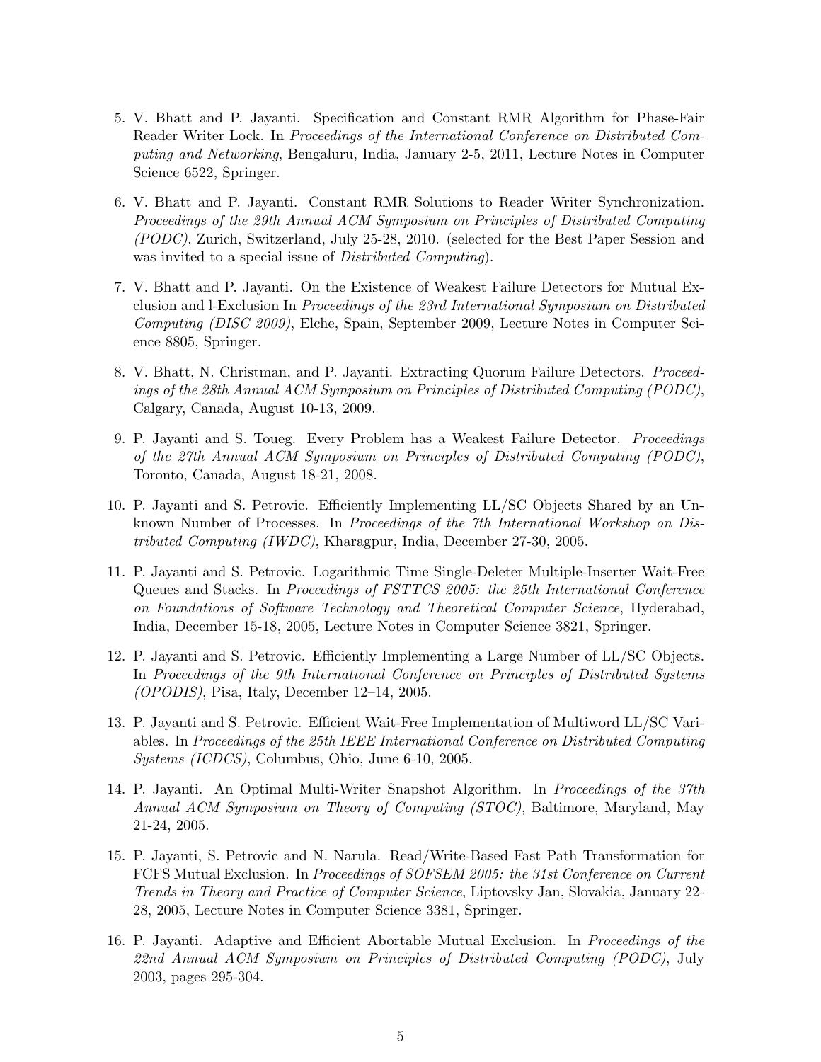5. V. Bhatt and P. Jayanti. Specification and Constant RMR Algorithm for Phase-Fair Reader Writer Lock. In *Proceedings of the International Conference on Distributed Computing and Networking*, Bengaluru, India, January 2-5, 2011, Lecture Notes in Computer Science 6522, Springer.

6. V. Bhatt and P. Jayanti. Constant RMR Solutions to Reader Writer Synchronization. *Proceedings of the 29th Annual ACM Symposium on Principles of Distributed Computing (PODC)*, Zurich, Switzerland, July 25-28, 2010. (selected for the Best Paper Session and was invited to a special issue of *Distributed Computing*).

7. V. Bhatt and P. Jayanti. On the Existence of Weakest Failure Detectors for Mutual Exclusion and l-Exclusion In *Proceedings of the 23rd International Symposium on Distributed Computing (DISC 2009)*, Elche, Spain, September 2009, Lecture Notes in Computer Science 8805, Springer.

8. V. Bhatt, N. Christman, and P. Jayanti. Extracting Quorum Failure Detectors. *Proceedings of the 28th Annual ACM Symposium on Principles of Distributed Computing (PODC)*, Calgary, Canada, August 10-13, 2009.

9. P. Jayanti and S. Toueg. Every Problem has a Weakest Failure Detector. *Proceedings of the 27th Annual ACM Symposium on Principles of Distributed Computing (PODC)*, Toronto, Canada, August 18-21, 2008.

10. P. Jayanti and S. Petrovic. Efficiently Implementing LL/SC Objects Shared by an Unknown Number of Processes. In *Proceedings of the 7th International Workshop on Distributed Computing (IWDC)*, Kharagpur, India, December 27-30, 2005.

11. P. Jayanti and S. Petrovic. Logarithmic Time Single-Deleter Multiple-Inserter Wait-Free Queues and Stacks. In *Proceedings of FSTTCS 2005: the 25th International Conference on Foundations of Software Technology and Theoretical Computer Science*, Hyderabad, India, December 15-18, 2005, Lecture Notes in Computer Science 3821, Springer.

12. P. Jayanti and S. Petrovic. Efficiently Implementing a Large Number of LL/SC Objects. In *Proceedings of the 9th International Conference on Principles of Distributed Systems (OPODIS)*, Pisa, Italy, December 12–14, 2005.

13. P. Jayanti and S. Petrovic. Efficient Wait-Free Implementation of Multiword LL/SC Variables. In *Proceedings of the 25th IEEE International Conference on Distributed Computing Systems (ICDCS)*, Columbus, Ohio, June 6-10, 2005.

14. P. Jayanti. An Optimal Multi-Writer Snapshot Algorithm. In *Proceedings of the 37th Annual ACM Symposium on Theory of Computing (STOC)*, Baltimore, Maryland, May 21-24, 2005.

15. P. Jayanti, S. Petrovic and N. Narula. Read/Write-Based Fast Path Transformation for FCFS Mutual Exclusion. In *Proceedings of SOFSEM 2005: the 31st Conference on Current Trends in Theory and Practice of Computer Science*, Liptovsky Jan, Slovakia, January 22-28, 2005, Lecture Notes in Computer Science 3381, Springer.

16. P. Jayanti. Adaptive and Efficient Abortable Mutual Exclusion. In *Proceedings of the 22nd Annual ACM Symposium on Principles of Distributed Computing (PODC)*, July 2003, pages 295-304.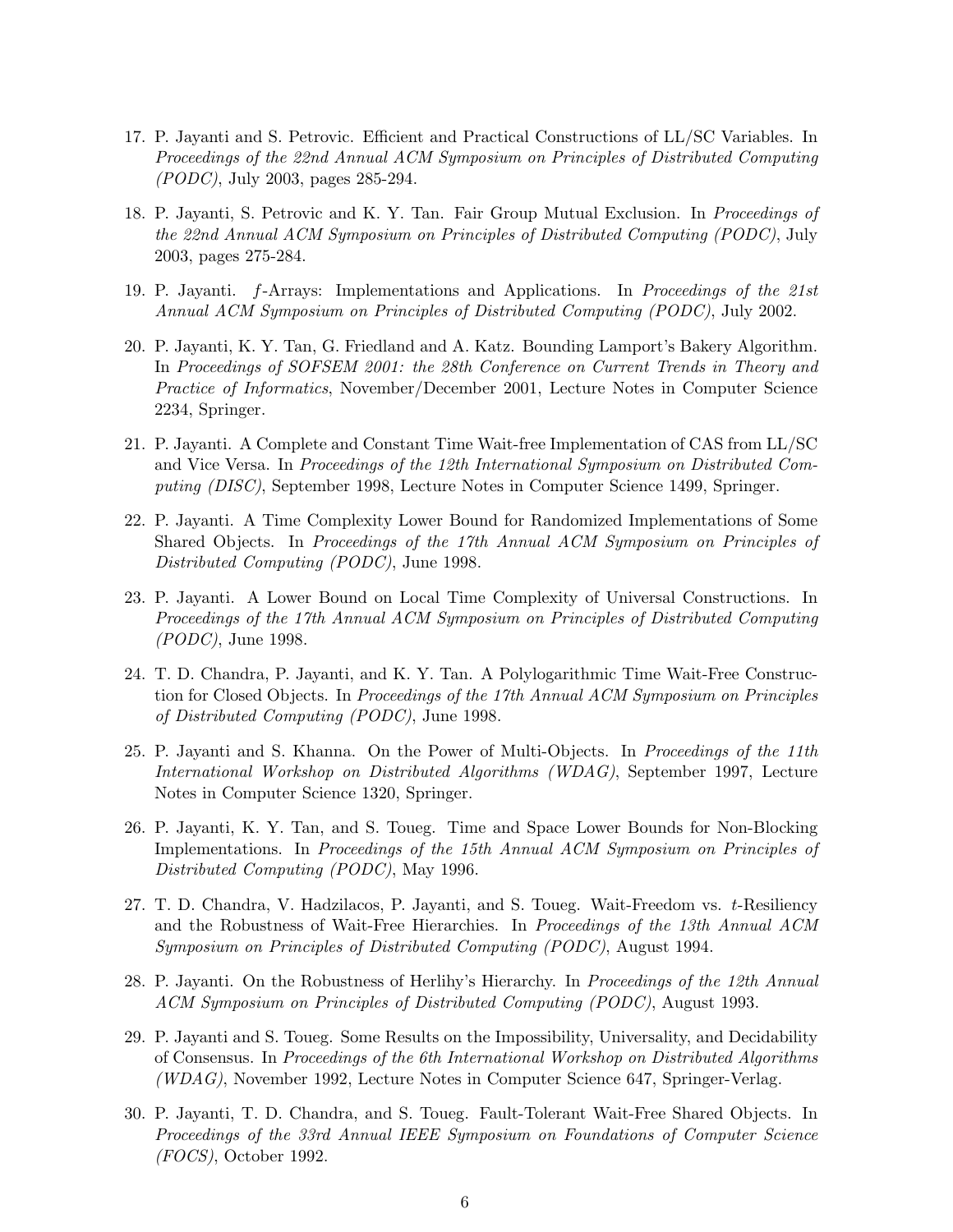17. P. Jayanti and S. Petrovic. Efficient and Practical Constructions of LL/SC Variables. In *Proceedings of the 22nd Annual ACM Symposium on Principles of Distributed Computing (PODC)*, July 2003, pages 285-294.

18. P. Jayanti, S. Petrovic and K. Y. Tan. Fair Group Mutual Exclusion. In *Proceedings of the 22nd Annual ACM Symposium on Principles of Distributed Computing (PODC)*, July 2003, pages 275-284.

19. P. Jayanti. $f$-Arrays: Implementations and Applications. In *Proceedings of the 21st Annual ACM Symposium on Principles of Distributed Computing (PODC)*, July 2002.

20. P. Jayanti, K. Y. Tan, G. Friedland and A. Katz. Bounding Lamport's Bakery Algorithm. In *Proceedings of SOFSEM 2001: the 28th Conference on Current Trends in Theory and Practice of Informatics*, November/December 2001, Lecture Notes in Computer Science 2234, Springer.

21. P. Jayanti. A Complete and Constant Time Wait-free Implementation of CAS from LL/SC and Vice Versa. In *Proceedings of the 12th International Symposium on Distributed Computing (DISC)*, September 1998, Lecture Notes in Computer Science 1499, Springer.

22. P. Jayanti. A Time Complexity Lower Bound for Randomized Implementations of Some Shared Objects. In *Proceedings of the 17th Annual ACM Symposium on Principles of Distributed Computing (PODC)*, June 1998.

23. P. Jayanti. A Lower Bound on Local Time Complexity of Universal Constructions. In *Proceedings of the 17th Annual ACM Symposium on Principles of Distributed Computing (PODC)*, June 1998.

24. T. D. Chandra, P. Jayanti, and K. Y. Tan. A Polylogarithmic Time Wait-Free Construction for Closed Objects. In *Proceedings of the 17th Annual ACM Symposium on Principles of Distributed Computing (PODC)*, June 1998.

25. P. Jayanti and S. Khanna. On the Power of Multi-Objects. In *Proceedings of the 11th International Workshop on Distributed Algorithms (WDAG)*, September 1997, Lecture Notes in Computer Science 1320, Springer.

26. P. Jayanti, K. Y. Tan, and S. Toueg. Time and Space Lower Bounds for Non-Blocking Implementations. In *Proceedings of the 15th Annual ACM Symposium on Principles of Distributed Computing (PODC)*, May 1996.

27. T. D. Chandra, V. Hadzilacos, P. Jayanti, and S. Toueg. Wait-Freedom vs. $t$-Resiliency and the Robustness of Wait-Free Hierarchies. In *Proceedings of the 13th Annual ACM Symposium on Principles of Distributed Computing (PODC)*, August 1994.

28. P. Jayanti. On the Robustness of Herlihy's Hierarchy. In *Proceedings of the 12th Annual ACM Symposium on Principles of Distributed Computing (PODC)*, August 1993.

29. P. Jayanti and S. Toueg. Some Results on the Impossibility, Universality, and Decidability of Consensus. In *Proceedings of the 6th International Workshop on Distributed Algorithms (WDAG)*, November 1992, Lecture Notes in Computer Science 647, Springer-Verlag.

30. P. Jayanti, T. D. Chandra, and S. Toueg. Fault-Tolerant Wait-Free Shared Objects. In *Proceedings of the 33rd Annual IEEE Symposium on Foundations of Computer Science (FOCS)*, October 1992.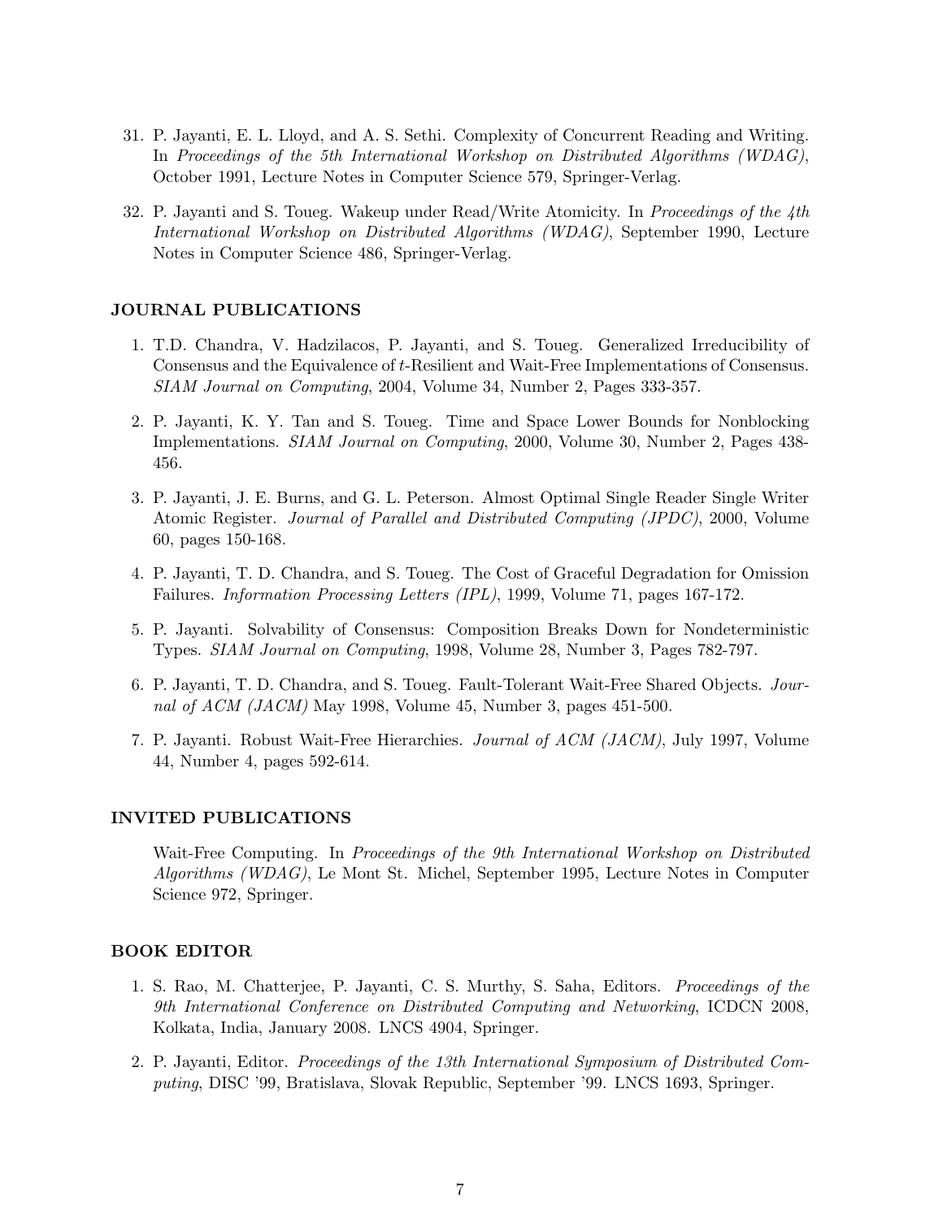31. P. Jayanti, E. L. Lloyd, and A. S. Sethi. Complexity of Concurrent Reading and Writing. In *Proceedings of the 5th International Workshop on Distributed Algorithms (WDAG)*, October 1991, Lecture Notes in Computer Science 579, Springer-Verlag.

32. P. Jayanti and S. Toueg. Wakeup under Read/Write Atomicity. In *Proceedings of the 4th International Workshop on Distributed Algorithms (WDAG)*, September 1990, Lecture Notes in Computer Science 486, Springer-Verlag.

### JOURNAL PUBLICATIONS

1. T.D. Chandra, V. Hadzilacos, P. Jayanti, and S. Toueg. Generalized Irreducibility of Consensus and the Equivalence of $t$-Resilient and Wait-Free Implementations of Consensus. *SIAM Journal on Computing*, 2004, Volume 34, Number 2, Pages 333-357.

2. P. Jayanti, K. Y. Tan and S. Toueg. Time and Space Lower Bounds for Nonblocking Implementations. *SIAM Journal on Computing*, 2000, Volume 30, Number 2, Pages 438-456.

3. P. Jayanti, J. E. Burns, and G. L. Peterson. Almost Optimal Single Reader Single Writer Atomic Register. *Journal of Parallel and Distributed Computing (JPDC)*, 2000, Volume 60, pages 150-168.

4. P. Jayanti, T. D. Chandra, and S. Toueg. The Cost of Graceful Degradation for Omission Failures. *Information Processing Letters (IPL)*, 1999, Volume 71, pages 167-172.

5. P. Jayanti. Solvability of Consensus: Composition Breaks Down for Nondeterministic Types. *SIAM Journal on Computing*, 1998, Volume 28, Number 3, Pages 782-797.

6. P. Jayanti, T. D. Chandra, and S. Toueg. Fault-Tolerant Wait-Free Shared Objects. *Journal of ACM (JACM)* May 1998, Volume 45, Number 3, pages 451-500.

7. P. Jayanti. Robust Wait-Free Hierarchies. *Journal of ACM (JACM)*, July 1997, Volume 44, Number 4, pages 592-614.

### INVITED PUBLICATIONS

Wait-Free Computing. In *Proceedings of the 9th International Workshop on Distributed Algorithms (WDAG)*, Le Mont St. Michel, September 1995, Lecture Notes in Computer Science 972, Springer.

### BOOK EDITOR

1. S. Rao, M. Chatterjee, P. Jayanti, C. S. Murthy, S. Saha, Editors. *Proceedings of the 9th International Conference on Distributed Computing and Networking*, ICDCN 2008, Kolkata, India, January 2008. LNCS 4904, Springer.

2. P. Jayanti, Editor. *Proceedings of the 13th International Symposium of Distributed Computing*, DISC '99, Bratislava, Slovak Republic, September '99. LNCS 1693, Springer.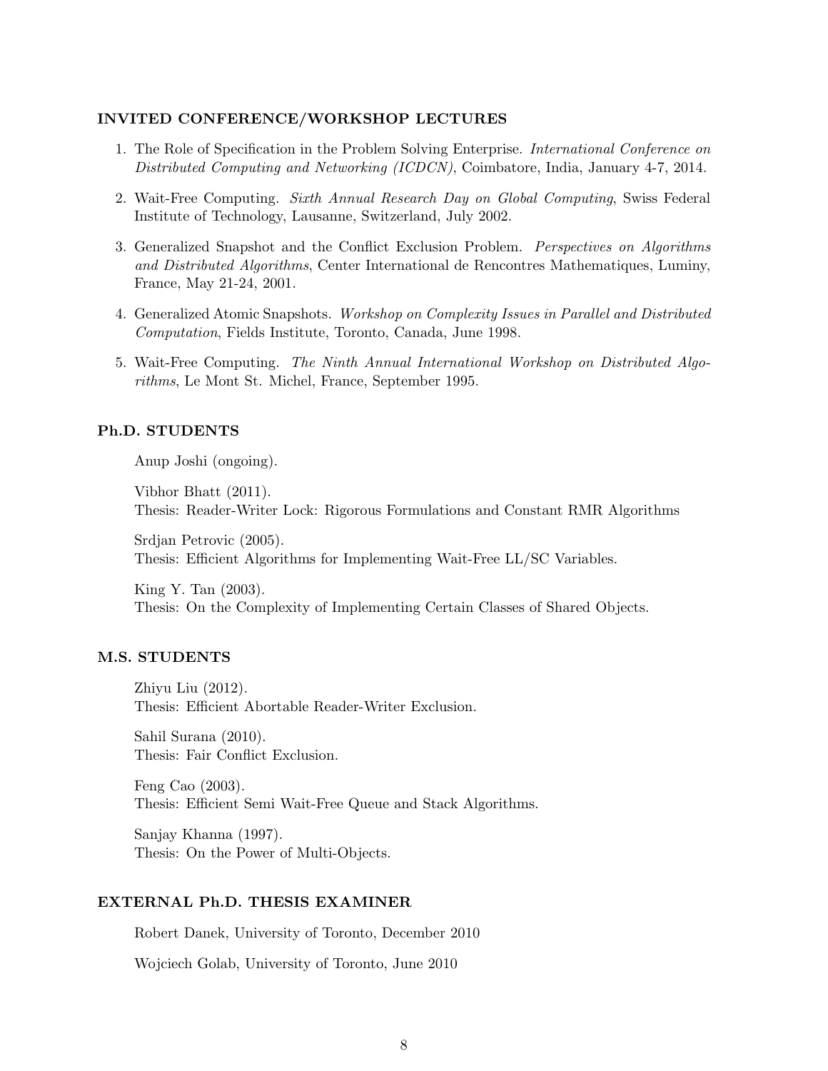## INVITED CONFERENCE/WORKSHOP LECTURES

1. The Role of Specification in the Problem Solving Enterprise. *International Conference on Distributed Computing and Networking (ICDCN)*, Coimbatore, India, January 4-7, 2014.
2. Wait-Free Computing. *Sixth Annual Research Day on Global Computing*, Swiss Federal Institute of Technology, Lausanne, Switzerland, July 2002.
3. Generalized Snapshot and the Conflict Exclusion Problem. *Perspectives on Algorithms and Distributed Algorithms*, Center International de Rencontres Mathematiques, Luminy, France, May 21-24, 2001.
4. Generalized Atomic Snapshots. *Workshop on Complexity Issues in Parallel and Distributed Computation*, Fields Institute, Toronto, Canada, June 1998.
5. Wait-Free Computing. *The Ninth Annual International Workshop on Distributed Algorithms*, Le Mont St. Michel, France, September 1995.

## Ph.D. STUDENTS

Anup Joshi (ongoing).

Vibhor Bhatt (2011).
Thesis: Reader-Writer Lock: Rigorous Formulations and Constant RMR Algorithms

Srdjan Petrovic (2005).
Thesis: Efficient Algorithms for Implementing Wait-Free LL/SC Variables.

King Y. Tan (2003).
Thesis: On the Complexity of Implementing Certain Classes of Shared Objects.

## M.S. STUDENTS

Zhiyu Liu (2012).
Thesis: Efficient Abortable Reader-Writer Exclusion.

Sahil Surana (2010).
Thesis: Fair Conflict Exclusion.

Feng Cao (2003).
Thesis: Efficient Semi Wait-Free Queue and Stack Algorithms.

Sanjay Khanna (1997).
Thesis: On the Power of Multi-Objects.

## EXTERNAL Ph.D. THESIS EXAMINER

Robert Danek, University of Toronto, December 2010

Wojciech Golab, University of Toronto, June 2010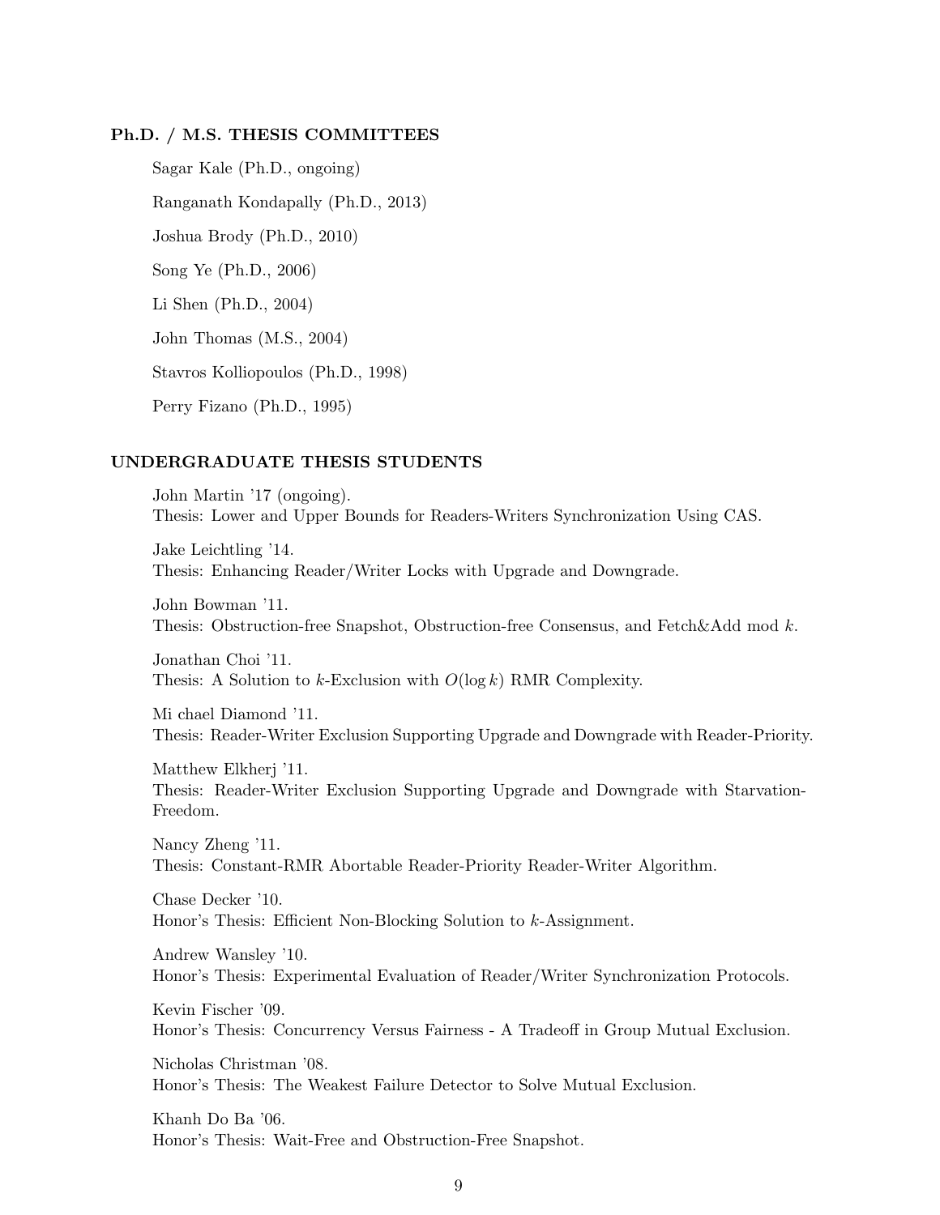## Ph.D. / M.S. THESIS COMMITTEES

Sagar Kale (Ph.D., ongoing)

Ranganath Kondapally (Ph.D., 2013)

Joshua Brody (Ph.D., 2010)

Song Ye (Ph.D., 2006)

Li Shen (Ph.D., 2004)

John Thomas (M.S., 2004)

Stavros Kolliopoulos (Ph.D., 1998)

Perry Fizano (Ph.D., 1995)

## UNDERGRADUATE THESIS STUDENTS

John Martin '17 (ongoing).
Thesis: Lower and Upper Bounds for Readers-Writers Synchronization Using CAS.

Jake Leichtling '14.
Thesis: Enhancing Reader/Writer Locks with Upgrade and Downgrade.

John Bowman '11.
Thesis: Obstruction-free Snapshot, Obstruction-free Consensus, and Fetch&Add mod $k$.

Jonathan Choi '11.
Thesis: A Solution to $k$-Exclusion with $O(\log k)$ RMR Complexity.

Mi chael Diamond '11.
Thesis: Reader-Writer Exclusion Supporting Upgrade and Downgrade with Reader-Priority.

Matthew Elkherj '11.
Thesis: Reader-Writer Exclusion Supporting Upgrade and Downgrade with Starvation-Freedom.

Nancy Zheng '11.
Thesis: Constant-RMR Abortable Reader-Priority Reader-Writer Algorithm.

Chase Decker '10.
Honor's Thesis: Efficient Non-Blocking Solution to $k$-Assignment.

Andrew Wansley '10.
Honor's Thesis: Experimental Evaluation of Reader/Writer Synchronization Protocols.

Kevin Fischer '09.
Honor's Thesis: Concurrency Versus Fairness - A Tradeoff in Group Mutual Exclusion.

Nicholas Christman '08.
Honor's Thesis: The Weakest Failure Detector to Solve Mutual Exclusion.

Khanh Do Ba '06.
Honor's Thesis: Wait-Free and Obstruction-Free Snapshot.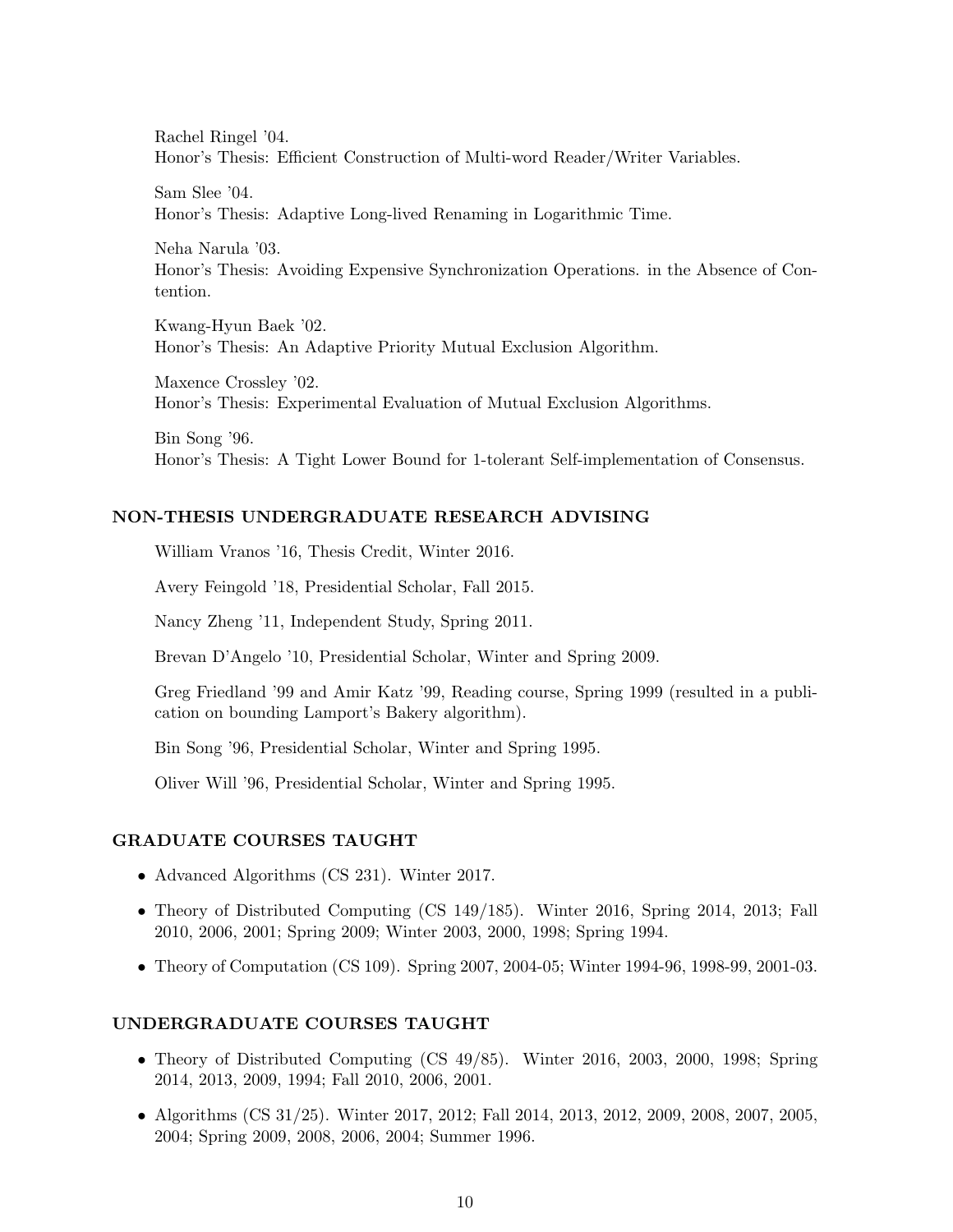Rachel Ringel '04.
Honor's Thesis: Efficient Construction of Multi-word Reader/Writer Variables.

Sam Slee '04.
Honor's Thesis: Adaptive Long-lived Renaming in Logarithmic Time.

Neha Narula '03.
Honor's Thesis: Avoiding Expensive Synchronization Operations. in the Absence of Contention.

Kwang-Hyun Baek '02.
Honor's Thesis: An Adaptive Priority Mutual Exclusion Algorithm.

Maxence Crossley '02.
Honor's Thesis: Experimental Evaluation of Mutual Exclusion Algorithms.

Bin Song '96.
Honor's Thesis: A Tight Lower Bound for 1-tolerant Self-implementation of Consensus.

## NON-THESIS UNDERGRADUATE RESEARCH ADVISING

William Vranos '16, Thesis Credit, Winter 2016.

Avery Feingold '18, Presidential Scholar, Fall 2015.

Nancy Zheng '11, Independent Study, Spring 2011.

Brevan D'Angelo '10, Presidential Scholar, Winter and Spring 2009.

Greg Friedland '99 and Amir Katz '99, Reading course, Spring 1999 (resulted in a publication on bounding Lamport's Bakery algorithm).

Bin Song '96, Presidential Scholar, Winter and Spring 1995.

Oliver Will '96, Presidential Scholar, Winter and Spring 1995.

## GRADUATE COURSES TAUGHT

- Advanced Algorithms (CS 231). Winter 2017.
- Theory of Distributed Computing (CS 149/185). Winter 2016, Spring 2014, 2013; Fall 2010, 2006, 2001; Spring 2009; Winter 2003, 2000, 1998; Spring 1994.
- Theory of Computation (CS 109). Spring 2007, 2004-05; Winter 1994-96, 1998-99, 2001-03.

## UNDERGRADUATE COURSES TAUGHT

- Theory of Distributed Computing (CS 49/85). Winter 2016, 2003, 2000, 1998; Spring 2014, 2013, 2009, 1994; Fall 2010, 2006, 2001.
- Algorithms (CS 31/25). Winter 2017, 2012; Fall 2014, 2013, 2012, 2009, 2008, 2007, 2005, 2004; Spring 2009, 2008, 2006, 2004; Summer 1996.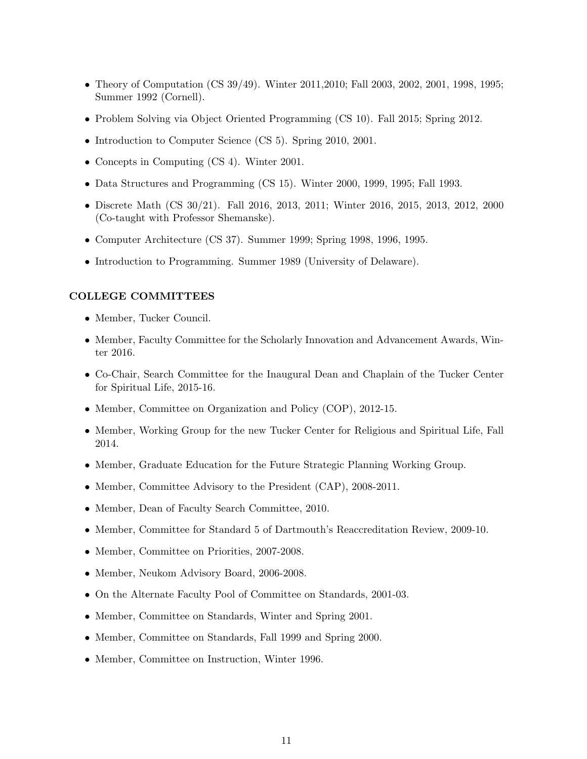- Theory of Computation (CS 39/49). Winter 2011,2010; Fall 2003, 2002, 2001, 1998, 1995; Summer 1992 (Cornell).
- Problem Solving via Object Oriented Programming (CS 10). Fall 2015; Spring 2012.
- Introduction to Computer Science (CS 5). Spring 2010, 2001.
- Concepts in Computing (CS 4). Winter 2001.
- Data Structures and Programming (CS 15). Winter 2000, 1999, 1995; Fall 1993.
- Discrete Math (CS 30/21). Fall 2016, 2013, 2011; Winter 2016, 2015, 2013, 2012, 2000 (Co-taught with Professor Shemanske).
- Computer Architecture (CS 37). Summer 1999; Spring 1998, 1996, 1995.
- Introduction to Programming. Summer 1989 (University of Delaware).

**COLLEGE COMMITTEES**

- Member, Tucker Council.
- Member, Faculty Committee for the Scholarly Innovation and Advancement Awards, Winter 2016.
- Co-Chair, Search Committee for the Inaugural Dean and Chaplain of the Tucker Center for Spiritual Life, 2015-16.
- Member, Committee on Organization and Policy (COP), 2012-15.
- Member, Working Group for the new Tucker Center for Religious and Spiritual Life, Fall 2014.
- Member, Graduate Education for the Future Strategic Planning Working Group.
- Member, Committee Advisory to the President (CAP), 2008-2011.
- Member, Dean of Faculty Search Committee, 2010.
- Member, Committee for Standard 5 of Dartmouth's Reaccreditation Review, 2009-10.
- Member, Committee on Priorities, 2007-2008.
- Member, Neukom Advisory Board, 2006-2008.
- On the Alternate Faculty Pool of Committee on Standards, 2001-03.
- Member, Committee on Standards, Winter and Spring 2001.
- Member, Committee on Standards, Fall 1999 and Spring 2000.
- Member, Committee on Instruction, Winter 1996.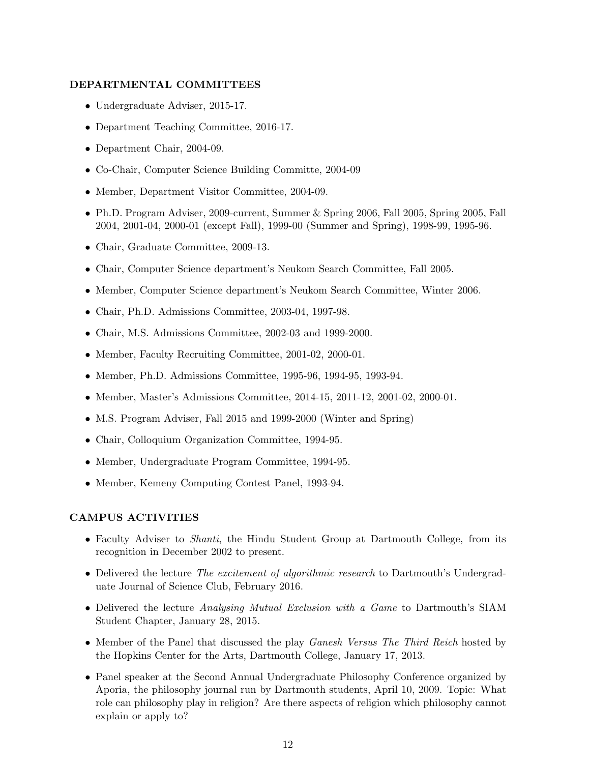### DEPARTMENTAL COMMITTEES

- Undergraduate Adviser, 2015-17.
- Department Teaching Committee, 2016-17.
- Department Chair, 2004-09.
- Co-Chair, Computer Science Building Committe, 2004-09
- Member, Department Visitor Committee, 2004-09.
- Ph.D. Program Adviser, 2009-current, Summer & Spring 2006, Fall 2005, Spring 2005, Fall 2004, 2001-04, 2000-01 (except Fall), 1999-00 (Summer and Spring), 1998-99, 1995-96.
- Chair, Graduate Committee, 2009-13.
- Chair, Computer Science department's Neukom Search Committee, Fall 2005.
- Member, Computer Science department's Neukom Search Committee, Winter 2006.
- Chair, Ph.D. Admissions Committee, 2003-04, 1997-98.
- Chair, M.S. Admissions Committee, 2002-03 and 1999-2000.
- Member, Faculty Recruiting Committee, 2001-02, 2000-01.
- Member, Ph.D. Admissions Committee, 1995-96, 1994-95, 1993-94.
- Member, Master's Admissions Committee, 2014-15, 2011-12, 2001-02, 2000-01.
- M.S. Program Adviser, Fall 2015 and 1999-2000 (Winter and Spring)
- Chair, Colloquium Organization Committee, 1994-95.
- Member, Undergraduate Program Committee, 1994-95.
- Member, Kemeny Computing Contest Panel, 1993-94.

### CAMPUS ACTIVITIES

- Faculty Adviser to *Shanti*, the Hindu Student Group at Dartmouth College, from its recognition in December 2002 to present.
- Delivered the lecture *The excitement of algorithmic research* to Dartmouth's Undergraduate Journal of Science Club, February 2016.
- Delivered the lecture *Analysing Mutual Exclusion with a Game* to Dartmouth's SIAM Student Chapter, January 28, 2015.
- Member of the Panel that discussed the play *Ganesh Versus The Third Reich* hosted by the Hopkins Center for the Arts, Dartmouth College, January 17, 2013.
- Panel speaker at the Second Annual Undergraduate Philosophy Conference organized by Aporia, the philosophy journal run by Dartmouth students, April 10, 2009. Topic: What role can philosophy play in religion? Are there aspects of religion which philosophy cannot explain or apply to?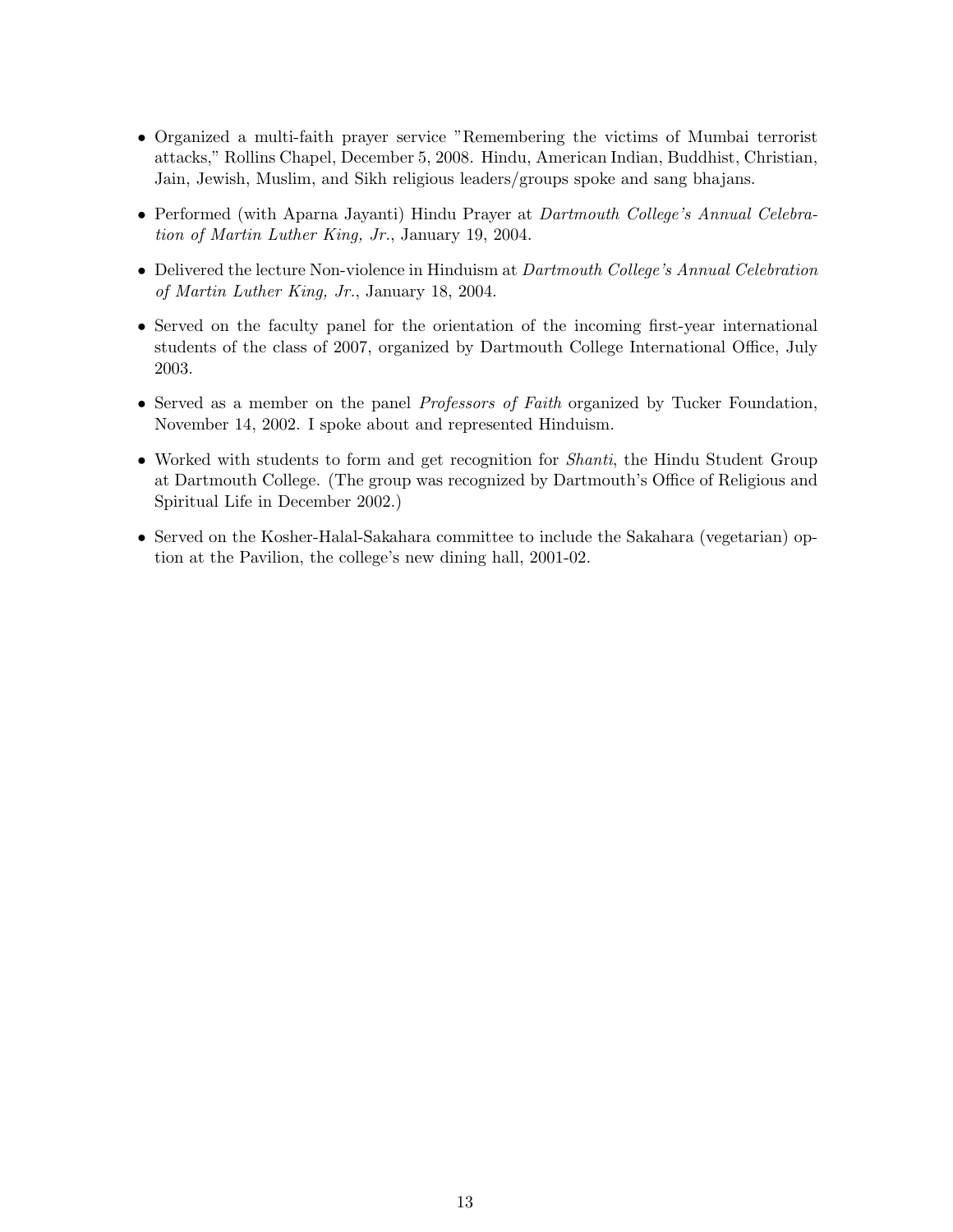- Organized a multi-faith prayer service "Remembering the victims of Mumbai terrorist attacks," Rollins Chapel, December 5, 2008. Hindu, American Indian, Buddhist, Christian, Jain, Jewish, Muslim, and Sikh religious leaders/groups spoke and sang bhajans.
- Performed (with Aparna Jayanti) Hindu Prayer at *Dartmouth College's Annual Celebration of Martin Luther King, Jr.*, January 19, 2004.
- Delivered the lecture Non-violence in Hinduism at *Dartmouth College's Annual Celebration of Martin Luther King, Jr.*, January 18, 2004.
- Served on the faculty panel for the orientation of the incoming first-year international students of the class of 2007, organized by Dartmouth College International Office, July 2003.
- Served as a member on the panel *Professors of Faith* organized by Tucker Foundation, November 14, 2002. I spoke about and represented Hinduism.
- Worked with students to form and get recognition for *Shanti*, the Hindu Student Group at Dartmouth College. (The group was recognized by Dartmouth's Office of Religious and Spiritual Life in December 2002.)
- Served on the Kosher-Halal-Sakahara committee to include the Sakahara (vegetarian) option at the Pavilion, the college's new dining hall, 2001-02.